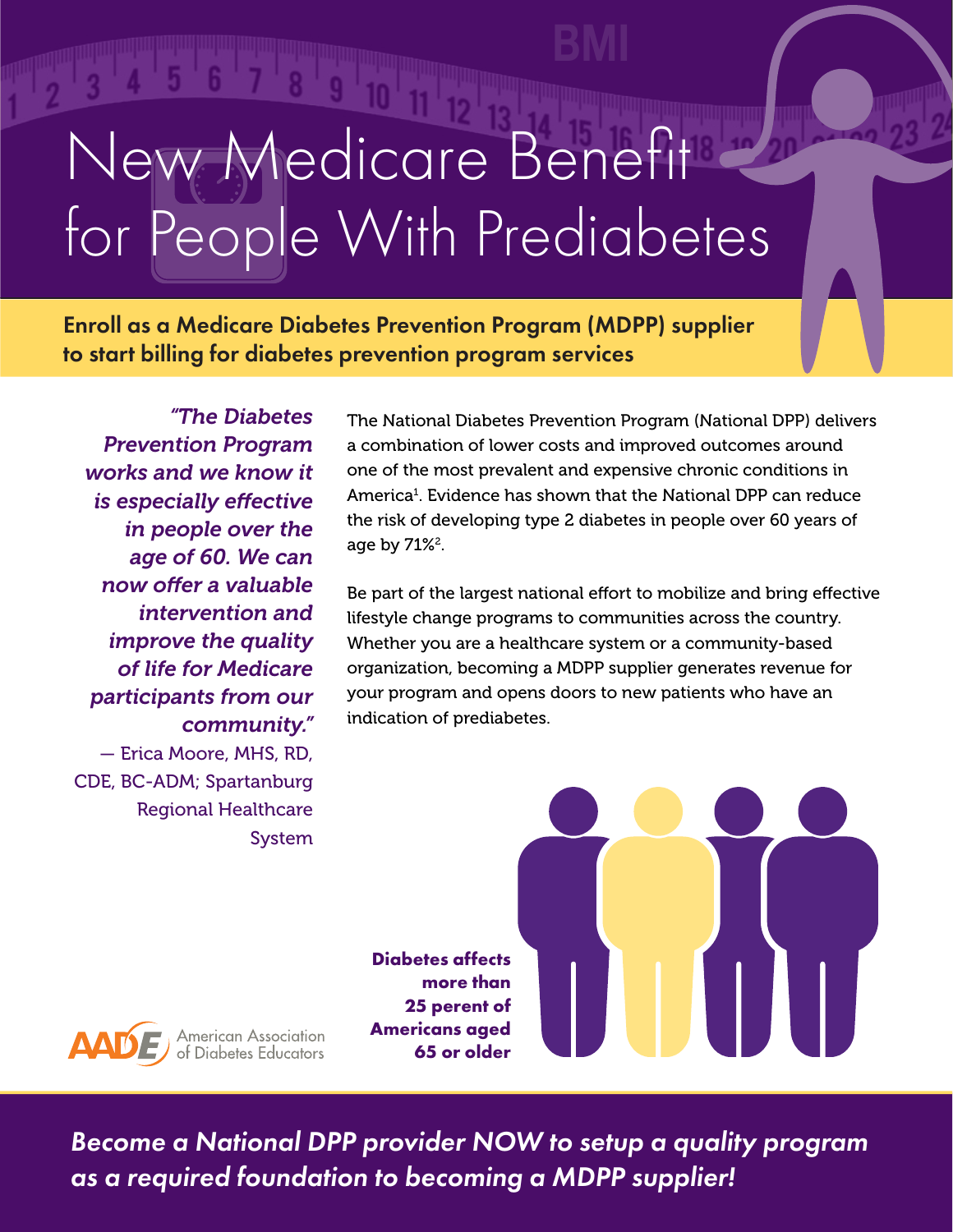# New Medicare Benefit for People With Prediabetes

**Enroll as a Medicare Diabetes Prevention Program (MDPP) supplier to start billing for diabetes prevention program services**

***"The Diabetes Prevention Program works and we know it is especially effective in people over the age of 60. We can now offer a valuable intervention and improve the quality of life for Medicare participants from our community."***

— Erica Moore, MHS, RD, CDE, BC-ADM; Spartanburg Regional Healthcare System

The National Diabetes Prevention Program (National DPP) delivers a combination of lower costs and improved outcomes around one of the most prevalent and expensive chronic conditions in America[1]. Evidence has shown that the National DPP can reduce the risk of developing type 2 diabetes in people over 60 years of age by 71%[2].

Be part of the largest national effort to mobilize and bring effective lifestyle change programs to communities across the country. Whether you are a healthcare system or a community-based organization, becoming a MDPP supplier generates revenue for your program and opens doors to new patients who have an indication of prediabetes.

**Diabetes affects more than 25 perent of Americans aged 65 or older**

American Association of Diabetes Educators

***Become a National DPP provider NOW to setup a quality program as a required foundation to becoming a MDPP supplier!***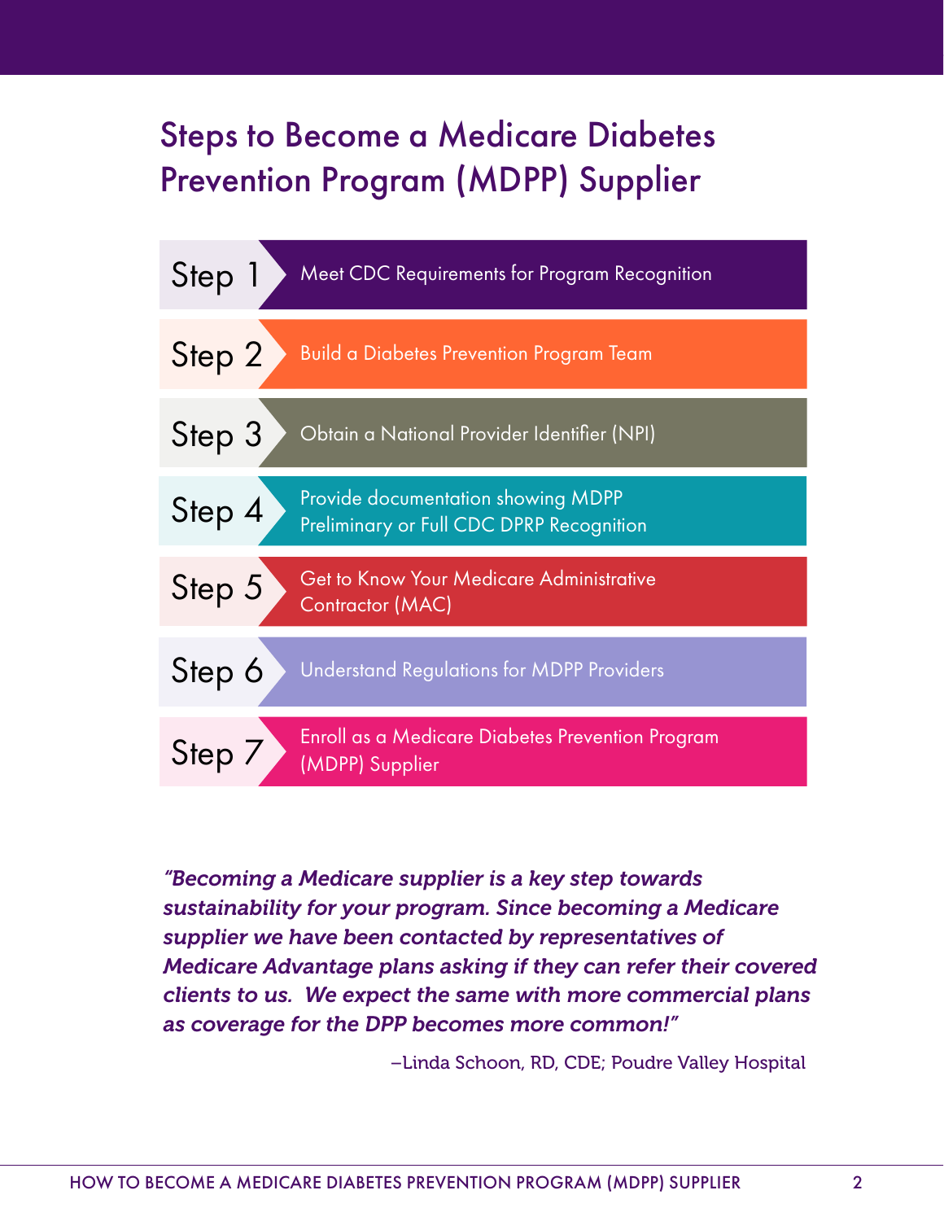# Steps to Become a Medicare Diabetes Prevention Program (MDPP) Supplier

**Step 1** Meet CDC Requirements for Program Recognition

**Step 2** Build a Diabetes Prevention Program Team

**Step 3** Obtain a National Provider Identifier (NPI)

**Step 4** Provide documentation showing MDPP Preliminary or Full CDC DPRP Recognition

**Step 5** Get to Know Your Medicare Administrative Contractor (MAC)

**Step 6** Understand Regulations for MDPP Providers

**Step 7** Enroll as a Medicare Diabetes Prevention Program (MDPP) Supplier

***"Becoming a Medicare supplier is a key step towards sustainability for your program. Since becoming a Medicare supplier we have been contacted by representatives of Medicare Advantage plans asking if they can refer their covered clients to us. We expect the same with more commercial plans as coverage for the DPP becomes more common!"***

–Linda Schoon, RD, CDE; Poudre Valley Hospital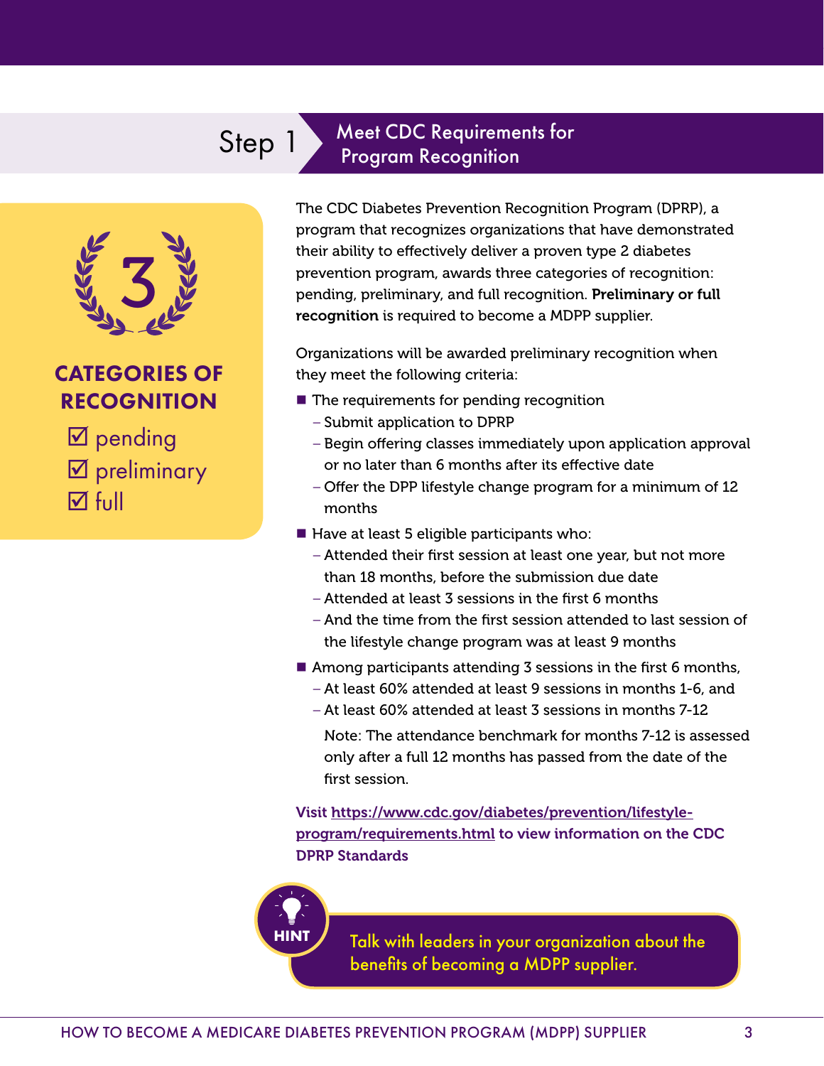## Step 1 Meet CDC Requirements for Program Recognition

3

**CATEGORIES OF RECOGNITION**

☑ pending
☑ preliminary
☑ full

The CDC Diabetes Prevention Recognition Program (DPRP), a program that recognizes organizations that have demonstrated their ability to effectively deliver a proven type 2 diabetes prevention program, awards three categories of recognition: pending, preliminary, and full recognition. **Preliminary or full recognition** is required to become a MDPP supplier.

Organizations will be awarded preliminary recognition when they meet the following criteria:

- The requirements for pending recognition
  - Submit application to DPRP
  - Begin offering classes immediately upon application approval or no later than 6 months after its effective date
  - Offer the DPP lifestyle change program for a minimum of 12 months
- Have at least 5 eligible participants who:
  - Attended their first session at least one year, but not more than 18 months, before the submission due date
  - Attended at least 3 sessions in the first 6 months
  - And the time from the first session attended to last session of the lifestyle change program was at least 9 months
- Among participants attending 3 sessions in the first 6 months,
  - At least 60% attended at least 9 sessions in months 1-6, and
  - At least 60% attended at least 3 sessions in months 7-12

  Note: The attendance benchmark for months 7-12 is assessed only after a full 12 months has passed from the date of the first session.

**Visit https://www.cdc.gov/diabetes/prevention/lifestyle-program/requirements.html to view information on the CDC DPRP Standards**

**HINT**

Talk with leaders in your organization about the benefits of becoming a MDPP supplier.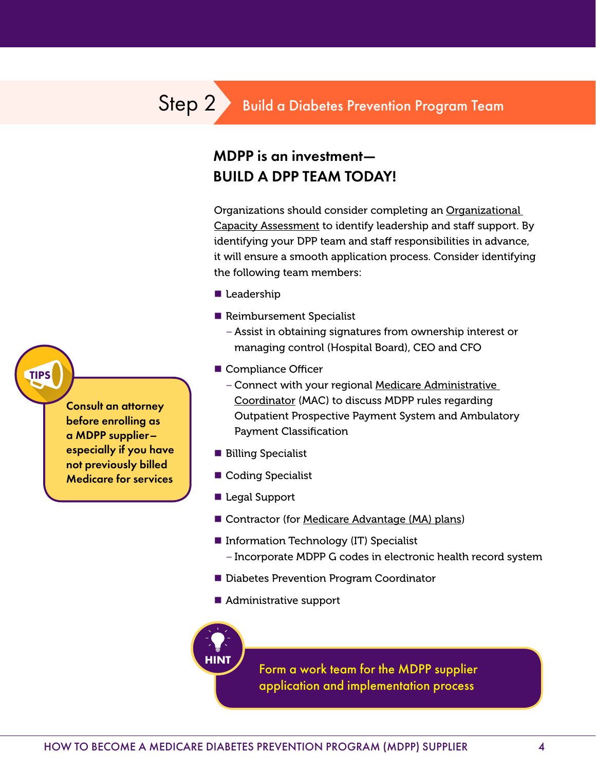## Step 2 Build a Diabetes Prevention Program Team

### MDPP is an investment— BUILD A DPP TEAM TODAY!

Organizations should consider completing an Organizational Capacity Assessment to identify leadership and staff support. By identifying your DPP team and staff responsibilities in advance, it will ensure a smooth application process. Consider identifying the following team members:

- Leadership
- Reimbursement Specialist
  - Assist in obtaining signatures from ownership interest or managing control (Hospital Board), CEO and CFO
- Compliance Officer
  - Connect with your regional Medicare Administrative Coordinator (MAC) to discuss MDPP rules regarding Outpatient Prospective Payment System and Ambulatory Payment Classification
- Billing Specialist
- Coding Specialist
- Legal Support
- Contractor (for Medicare Advantage (MA) plans)
- Information Technology (IT) Specialist
  - Incorporate MDPP G codes in electronic health record system
- Diabetes Prevention Program Coordinator
- Administrative support

**TIPS**

**Consult an attorney before enrolling as a MDPP supplier– especially if you have not previously billed Medicare for services**

**HINT**

Form a work team for the MDPP supplier application and implementation process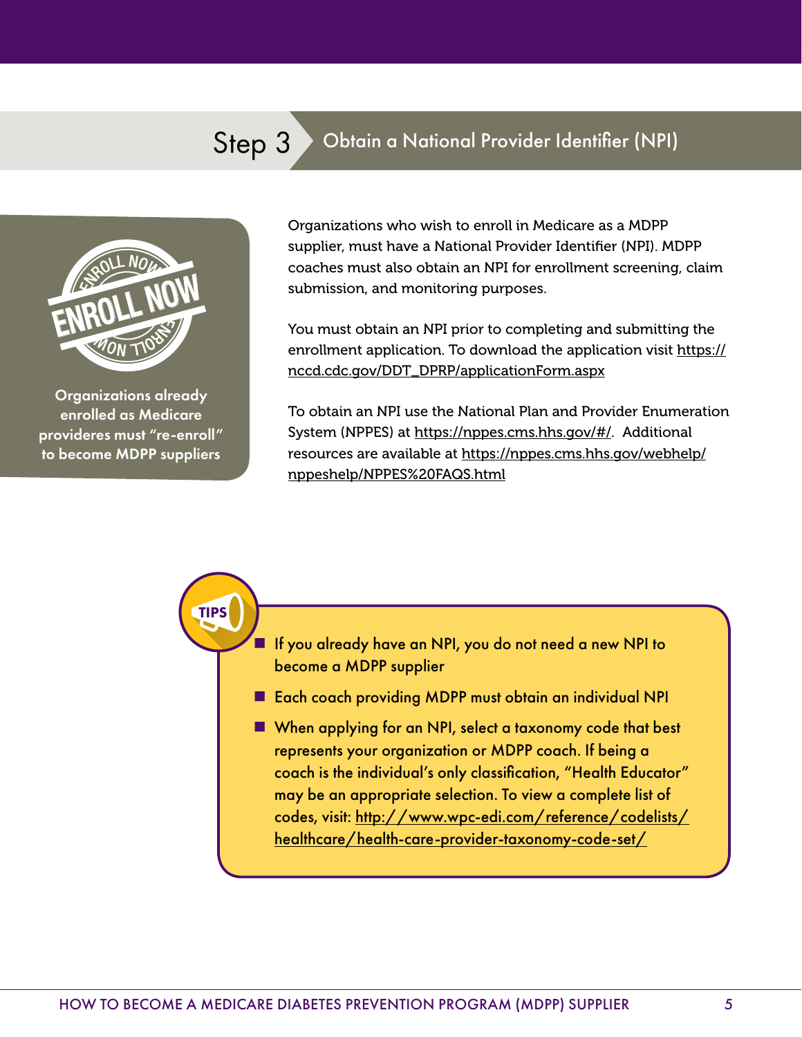## Step 3 Obtain a National Provider Identifier (NPI)

ENROLL NOW

**Organizations already enrolled as Medicare provideres must "re-enroll" to become MDPP suppliers**

Organizations who wish to enroll in Medicare as a MDPP supplier, must have a National Provider Identifier (NPI). MDPP coaches must also obtain an NPI for enrollment screening, claim submission, and monitoring purposes.

You must obtain an NPI prior to completing and submitting the enrollment application. To download the application visit https://nccd.cdc.gov/DDT_DPRP/applicationForm.aspx

To obtain an NPI use the National Plan and Provider Enumeration System (NPPES) at https://nppes.cms.hhs.gov/#/. Additional resources are available at https://nppes.cms.hhs.gov/webhelp/nppeshelp/NPPES%20FAQS.html

**TIPS**

- If you already have an NPI, you do not need a new NPI to become a MDPP supplier
- Each coach providing MDPP must obtain an individual NPI
- When applying for an NPI, select a taxonomy code that best represents your organization or MDPP coach. If being a coach is the individual's only classification, "Health Educator" may be an appropriate selection. To view a complete list of codes, visit: http://www.wpc-edi.com/reference/codelists/healthcare/health-care-provider-taxonomy-code-set/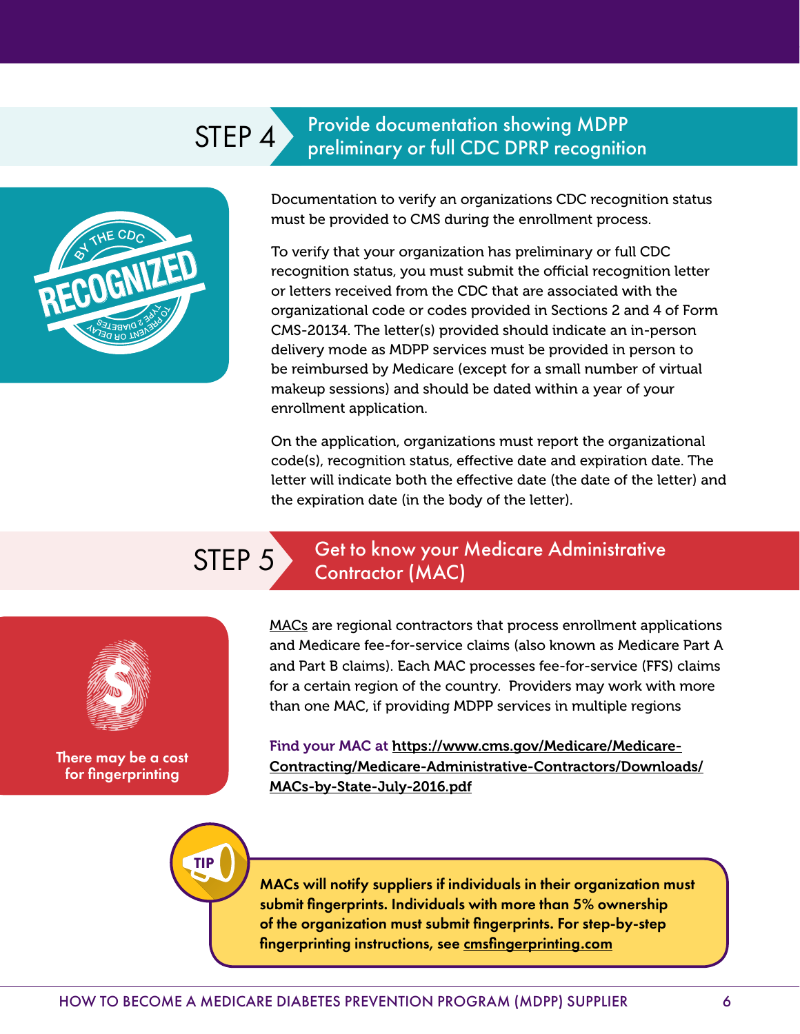## STEP 4 Provide documentation showing MDPP preliminary or full CDC DPRP recognition

Documentation to verify an organizations CDC recognition status must be provided to CMS during the enrollment process.

To verify that your organization has preliminary or full CDC recognition status, you must submit the official recognition letter or letters received from the CDC that are associated with the organizational code or codes provided in Sections 2 and 4 of Form CMS-20134. The letter(s) provided should indicate an in-person delivery mode as MDPP services must be provided in person to be reimbursed by Medicare (except for a small number of virtual makeup sessions) and should be dated within a year of your enrollment application.

On the application, organizations must report the organizational code(s), recognition status, effective date and expiration date. The letter will indicate both the effective date (the date of the letter) and the expiration date (in the body of the letter).

## STEP 5 Get to know your Medicare Administrative Contractor (MAC)

There may be a cost for fingerprinting

MACs are regional contractors that process enrollment applications and Medicare fee-for-service claims (also known as Medicare Part A and Part B claims). Each MAC processes fee-for-service (FFS) claims for a certain region of the country. Providers may work with more than one MAC, if providing MDPP services in multiple regions

**Find your MAC at https://www.cms.gov/Medicare/Medicare-Contracting/Medicare-Administrative-Contractors/Downloads/MACs-by-State-July-2016.pdf**

**TIP**

**MACs will notify suppliers if individuals in their organization must submit fingerprints. Individuals with more than 5% ownership of the organization must submit fingerprints. For step-by-step fingerprinting instructions, see cmsfingerprinting.com**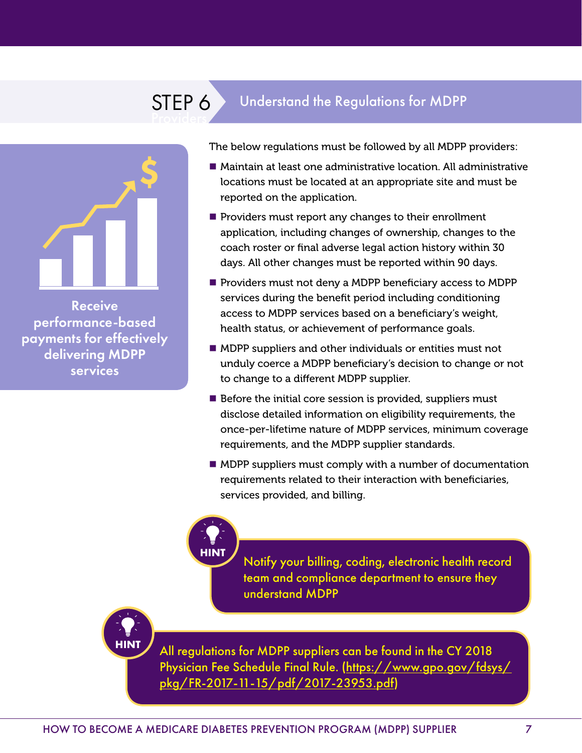## STEP 6 Understand the Regulations for MDPP Providers

**Receive performance-based payments for effectively delivering MDPP services**

The below regulations must be followed by all MDPP providers:

- Maintain at least one administrative location. All administrative locations must be located at an appropriate site and must be reported on the application.
- Providers must report any changes to their enrollment application, including changes of ownership, changes to the coach roster or final adverse legal action history within 30 days. All other changes must be reported within 90 days.
- Providers must not deny a MDPP beneficiary access to MDPP services during the benefit period including conditioning access to MDPP services based on a beneficiary's weight, health status, or achievement of performance goals.
- MDPP suppliers and other individuals or entities must not unduly coerce a MDPP beneficiary's decision to change or not to change to a different MDPP supplier.
- Before the initial core session is provided, suppliers must disclose detailed information on eligibility requirements, the once-per-lifetime nature of MDPP services, minimum coverage requirements, and the MDPP supplier standards.
- MDPP suppliers must comply with a number of documentation requirements related to their interaction with beneficiaries, services provided, and billing.

**HINT**

Notify your billing, coding, electronic health record team and compliance department to ensure they understand MDPP

**HINT**

All regulations for MDPP suppliers can be found in the CY 2018 Physician Fee Schedule Final Rule. (https://www.gpo.gov/fdsys/pkg/FR-2017-11-15/pdf/2017-23953.pdf)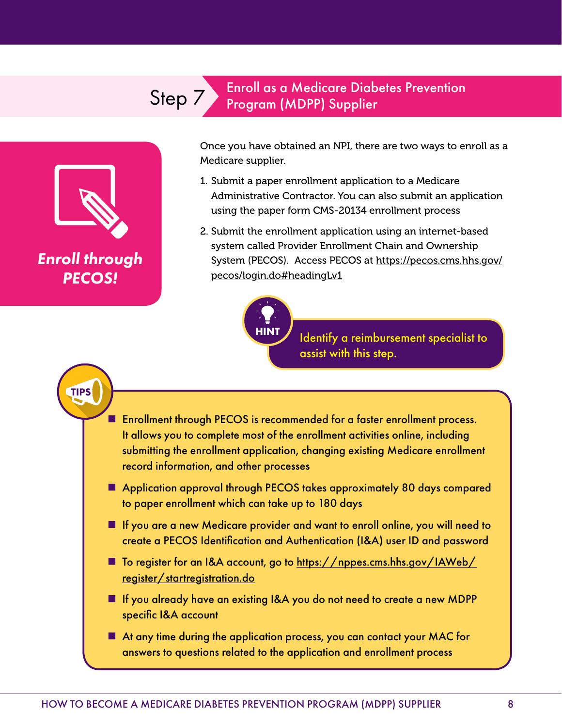## Step 7 Enroll as a Medicare Diabetes Prevention Program (MDPP) Supplier

***Enroll through PECOS!***

Once you have obtained an NPI, there are two ways to enroll as a Medicare supplier.

1. Submit a paper enrollment application to a Medicare Administrative Contractor. You can also submit an application using the paper form CMS-20134 enrollment process
2. Submit the enrollment application using an internet-based system called Provider Enrollment Chain and Ownership System (PECOS). Access PECOS at https://pecos.cms.hhs.gov/pecos/login.do#headingLv1

**HINT**

Identify a reimbursement specialist to assist with this step.

**TIPS**

- Enrollment through PECOS is recommended for a faster enrollment process. It allows you to complete most of the enrollment activities online, including submitting the enrollment application, changing existing Medicare enrollment record information, and other processes
- Application approval through PECOS takes approximately 80 days compared to paper enrollment which can take up to 180 days
- If you are a new Medicare provider and want to enroll online, you will need to create a PECOS Identification and Authentication (I&A) user ID and password
- To register for an I&A account, go to https://nppes.cms.hhs.gov/IAWeb/register/startregistration.do
- If you already have an existing I&A you do not need to create a new MDPP specific I&A account
- At any time during the application process, you can contact your MAC for answers to questions related to the application and enrollment process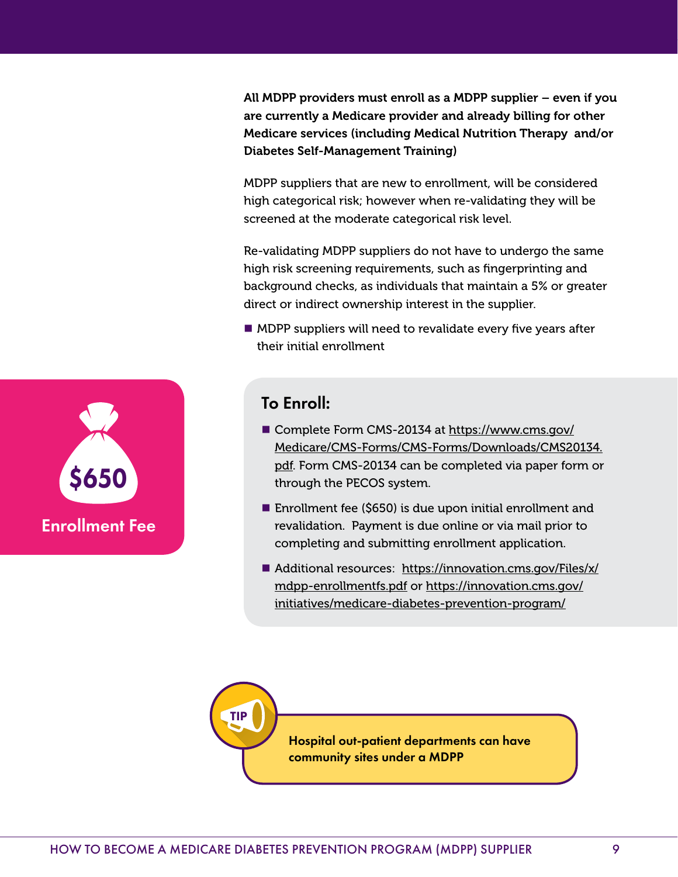**All MDPP providers must enroll as a MDPP supplier – even if you are currently a Medicare provider and already billing for other Medicare services (including Medical Nutrition Therapy and/or Diabetes Self-Management Training)**

MDPP suppliers that are new to enrollment, will be considered high categorical risk; however when re-validating they will be screened at the moderate categorical risk level.

Re-validating MDPP suppliers do not have to undergo the same high risk screening requirements, such as fingerprinting and background checks, as individuals that maintain a 5% or greater direct or indirect ownership interest in the supplier.

- MDPP suppliers will need to revalidate every five years after their initial enrollment

**$650**

**Enrollment Fee**

## To Enroll:

- Complete Form CMS-20134 at https://www.cms.gov/Medicare/CMS-Forms/CMS-Forms/Downloads/CMS20134.pdf. Form CMS-20134 can be completed via paper form or through the PECOS system.
- Enrollment fee ($650) is due upon initial enrollment and revalidation. Payment is due online or via mail prior to completing and submitting enrollment application.
- Additional resources: https://innovation.cms.gov/Files/x/mdpp-enrollmentfs.pdf or https://innovation.cms.gov/initiatives/medicare-diabetes-prevention-program/

**TIP**

**Hospital out-patient departments can have community sites under a MDPP**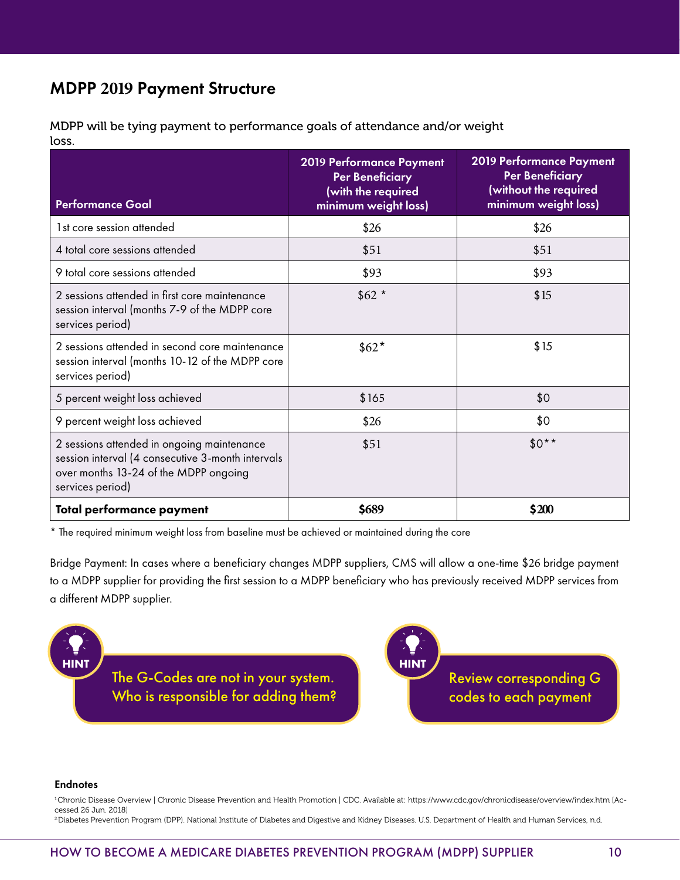## MDPP 2019 Payment Structure

MDPP will be tying payment to performance goals of attendance and/or weight loss.

| Performance Goal | 2019 Performance Payment Per Beneficiary (with the required minimum weight loss) | 2019 Performance Payment Per Beneficiary (without the required minimum weight loss) |
|---|---|---|
| 1st core session attended | $26 | $26 |
| 4 total core sessions attended | $51 | $51 |
| 9 total core sessions attended | $93 | $93 |
| 2 sessions attended in first core maintenance session interval (months 7-9 of the MDPP core services period) | $62 * | $15 |
| 2 sessions attended in second core maintenance session interval (months 10-12 of the MDPP core services period) | $62* | $15 |
| 5 percent weight loss achieved | $165 | $0 |
| 9 percent weight loss achieved | $26 | $0 |
| 2 sessions attended in ongoing maintenance session interval (4 consecutive 3-month intervals over months 13-24 of the MDPP ongoing services period) | $51 | $0** |
| **Total performance payment** | **$689** | **$200** |

* The required minimum weight loss from baseline must be achieved or maintained during the core

Bridge Payment: In cases where a beneficiary changes MDPP suppliers, CMS will allow a one-time $26 bridge payment to a MDPP supplier for providing the first session to a MDPP beneficiary who has previously received MDPP services from a different MDPP supplier.

**HINT:** The G-Codes are not in your system. Who is responsible for adding them?

**HINT:** Review corresponding G codes to each payment

#### Endnotes

[1] Chronic Disease Overview | Chronic Disease Prevention and Health Promotion | CDC. Available at: https://www.cdc.gov/chronicdisease/overview/index.htm [Accessed 26 Jun. 2018]

[2] Diabetes Prevention Program (DPP). National Institute of Diabetes and Digestive and Kidney Diseases. U.S. Department of Health and Human Services, n.d.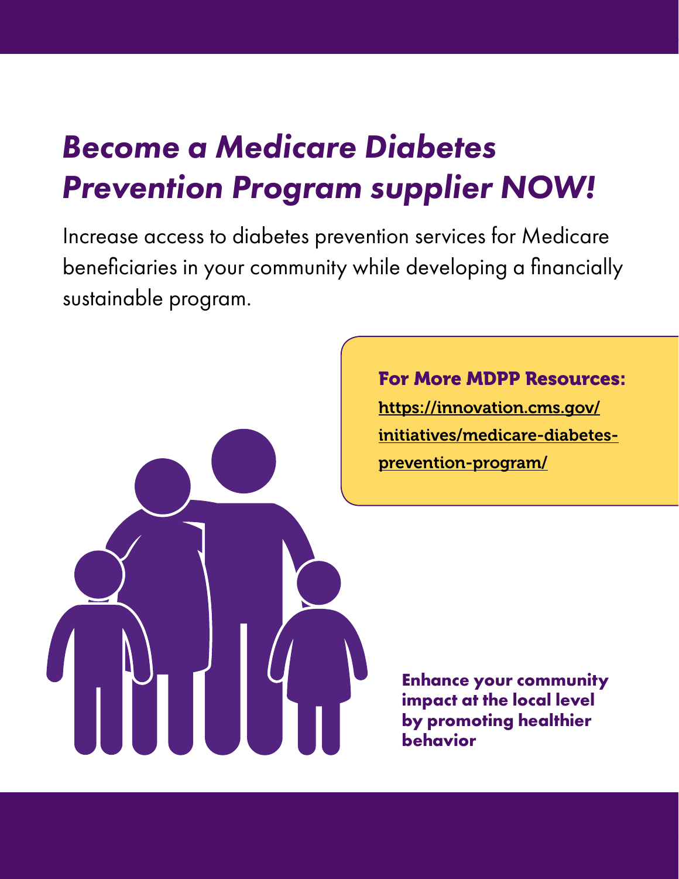# *Become a Medicare Diabetes Prevention Program supplier NOW!*

Increase access to diabetes prevention services for Medicare beneficiaries in your community while developing a financially sustainable program.

**For More MDPP Resources:**

https://innovation.cms.gov/initiatives/medicare-diabetes-prevention-program/

**Enhance your community impact at the local level by promoting healthier behavior**